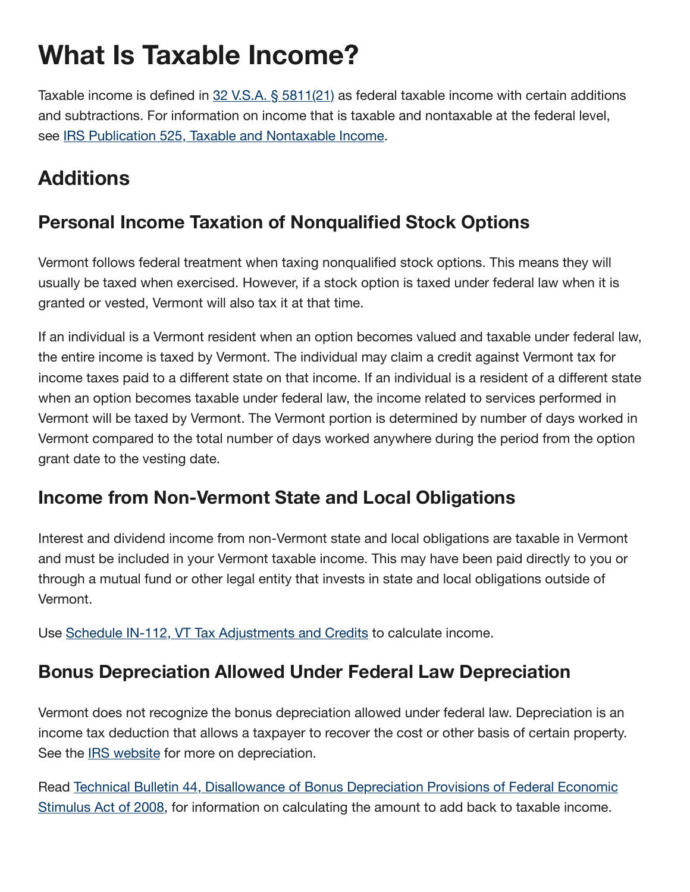# What Is Taxable Income?

Taxable income is defined in 32 V.S.A. § 5811(21) as federal taxable income with certain additions and subtractions. For information on income that is taxable and nontaxable at the federal level, see IRS Publication 525, Taxable and Nontaxable Income.

## Additions

### Personal Income Taxation of Nonqualified Stock Options

Vermont follows federal treatment when taxing nonqualified stock options. This means they will usually be taxed when exercised. However, if a stock option is taxed under federal law when it is granted or vested, Vermont will also tax it at that time.

If an individual is a Vermont resident when an option becomes valued and taxable under federal law, the entire income is taxed by Vermont. The individual may claim a credit against Vermont tax for income taxes paid to a different state on that income. If an individual is a resident of a different state when an option becomes taxable under federal law, the income related to services performed in Vermont will be taxed by Vermont. The Vermont portion is determined by number of days worked in Vermont compared to the total number of days worked anywhere during the period from the option grant date to the vesting date.

### Income from Non-Vermont State and Local Obligations

Interest and dividend income from non-Vermont state and local obligations are taxable in Vermont and must be included in your Vermont taxable income. This may have been paid directly to you or through a mutual fund or other legal entity that invests in state and local obligations outside of Vermont.

Use Schedule IN-112, VT Tax Adjustments and Credits to calculate income.

### Bonus Depreciation Allowed Under Federal Law Depreciation

Vermont does not recognize the bonus depreciation allowed under federal law. Depreciation is an income tax deduction that allows a taxpayer to recover the cost or other basis of certain property. See the IRS website for more on depreciation.

Read Technical Bulletin 44, Disallowance of Bonus Depreciation Provisions of Federal Economic Stimulus Act of 2008, for information on calculating the amount to add back to taxable income.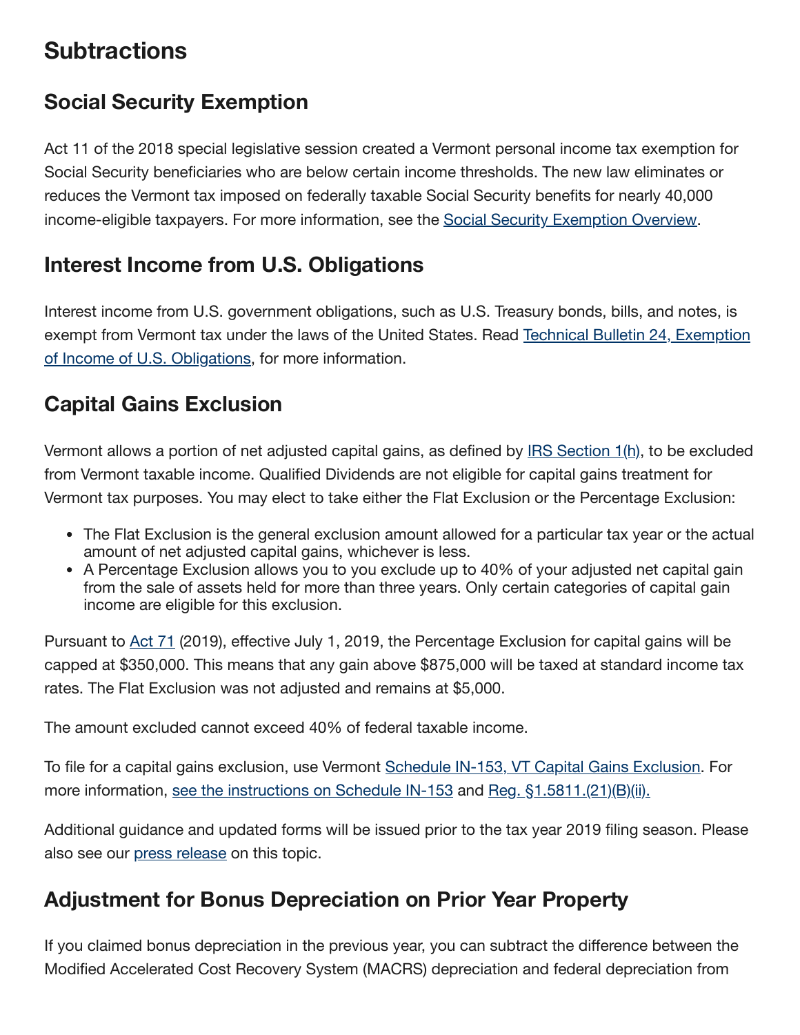# Subtractions

## Social Security Exemption

Act 11 of the 2018 special legislative session created a Vermont personal income tax exemption for Social Security beneficiaries who are below certain income thresholds. The new law eliminates or reduces the Vermont tax imposed on federally taxable Social Security benefits for nearly 40,000 income-eligible taxpayers. For more information, see the Social Security Exemption Overview.

## Interest Income from U.S. Obligations

Interest income from U.S. government obligations, such as U.S. Treasury bonds, bills, and notes, is exempt from Vermont tax under the laws of the United States. Read Technical Bulletin 24, Exemption of Income of U.S. Obligations, for more information.

## Capital Gains Exclusion

Vermont allows a portion of net adjusted capital gains, as defined by IRS Section 1(h), to be excluded from Vermont taxable income. Qualified Dividends are not eligible for capital gains treatment for Vermont tax purposes. You may elect to take either the Flat Exclusion or the Percentage Exclusion:

- The Flat Exclusion is the general exclusion amount allowed for a particular tax year or the actual amount of net adjusted capital gains, whichever is less.
- A Percentage Exclusion allows you to you exclude up to 40% of your adjusted net capital gain from the sale of assets held for more than three years. Only certain categories of capital gain income are eligible for this exclusion.

Pursuant to Act 71 (2019), effective July 1, 2019, the Percentage Exclusion for capital gains will be capped at $350,000. This means that any gain above $875,000 will be taxed at standard income tax rates. The Flat Exclusion was not adjusted and remains at $5,000.

The amount excluded cannot exceed 40% of federal taxable income.

To file for a capital gains exclusion, use Vermont Schedule IN-153, VT Capital Gains Exclusion. For more information, see the instructions on Schedule IN-153 and Reg. §1.5811.(21)(B)(ii).

Additional guidance and updated forms will be issued prior to the tax year 2019 filing season. Please also see our press release on this topic.

## Adjustment for Bonus Depreciation on Prior Year Property

If you claimed bonus depreciation in the previous year, you can subtract the difference between the Modified Accelerated Cost Recovery System (MACRS) depreciation and federal depreciation from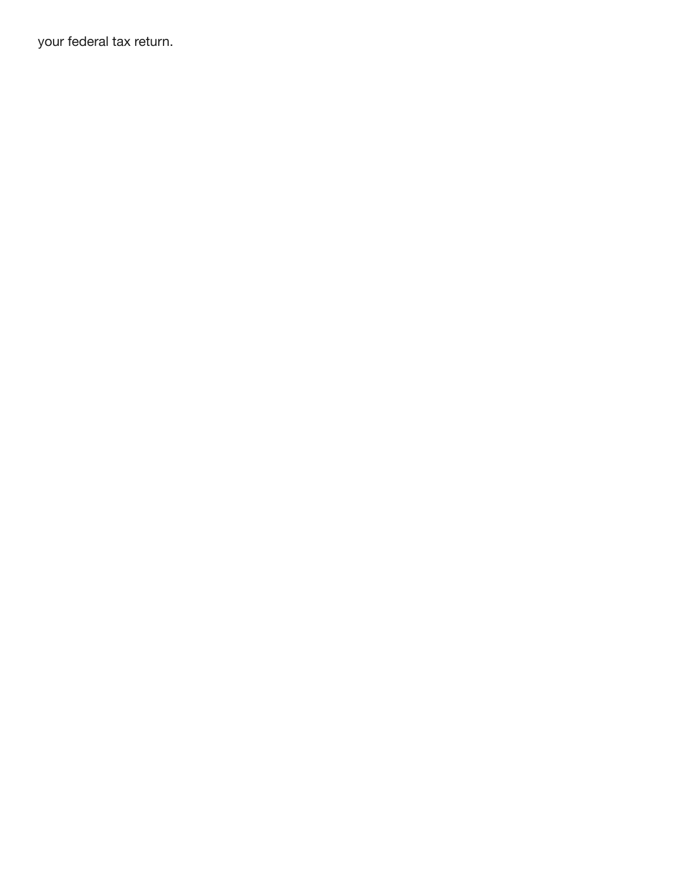your federal tax return.